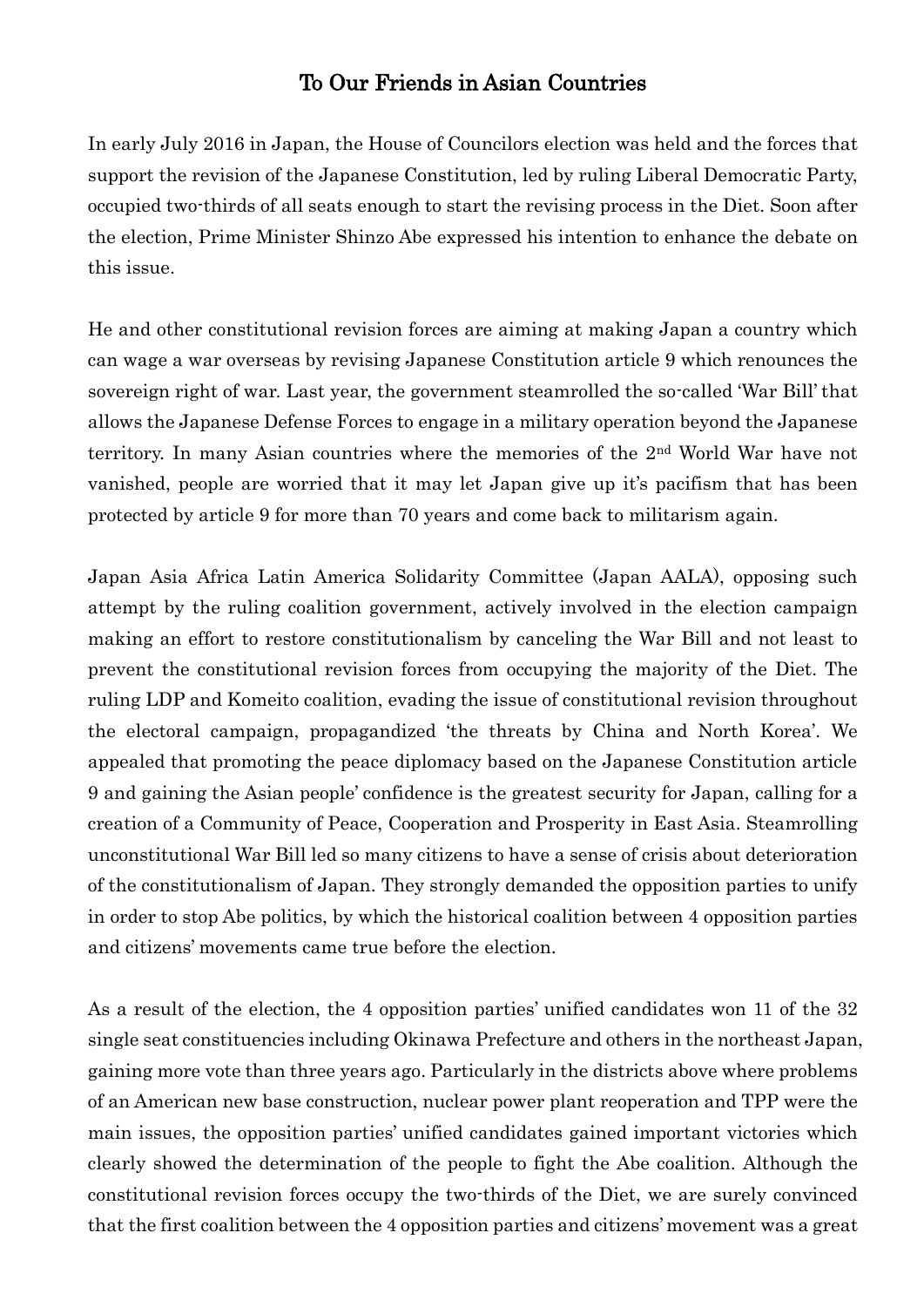# To Our Friends in Asian Countries

In early July 2016 in Japan, the House of Councilors election was held and the forces that support the revision of the Japanese Constitution, led by ruling Liberal Democratic Party, occupied two-thirds of all seats enough to start the revising process in the Diet. Soon after the election, Prime Minister Shinzo Abe expressed his intention to enhance the debate on this issue.

He and other constitutional revision forces are aiming at making Japan a country which can wage a war overseas by revising Japanese Constitution article 9 which renounces the sovereign right of war. Last year, the government steamrolled the so-called 'War Bill' that allows the Japanese Defense Forces to engage in a military operation beyond the Japanese territory. In many Asian countries where the memories of the 2nd World War have not vanished, people are worried that it may let Japan give up it's pacifism that has been protected by article 9 for more than 70 years and come back to militarism again.

Japan Asia Africa Latin America Solidarity Committee (Japan AALA), opposing such attempt by the ruling coalition government, actively involved in the election campaign making an effort to restore constitutionalism by canceling the War Bill and not least to prevent the constitutional revision forces from occupying the majority of the Diet. The ruling LDP and Komeito coalition, evading the issue of constitutional revision throughout the electoral campaign, propagandized 'the threats by China and North Korea'. We appealed that promoting the peace diplomacy based on the Japanese Constitution article 9 and gaining the Asian people' confidence is the greatest security for Japan, calling for a creation of a Community of Peace, Cooperation and Prosperity in East Asia. Steamrolling unconstitutional War Bill led so many citizens to have a sense of crisis about deterioration of the constitutionalism of Japan. They strongly demanded the opposition parties to unify in order to stop Abe politics, by which the historical coalition between 4 opposition parties and citizens' movements came true before the election.

As a result of the election, the 4 opposition parties' unified candidates won 11 of the 32 single seat constituencies including Okinawa Prefecture and others in the northeast Japan, gaining more vote than three years ago. Particularly in the districts above where problems of an American new base construction, nuclear power plant reoperation and TPP were the main issues, the opposition parties' unified candidates gained important victories which clearly showed the determination of the people to fight the Abe coalition. Although the constitutional revision forces occupy the two-thirds of the Diet, we are surely convinced that the first coalition between the 4 opposition parties and citizens' movement was a great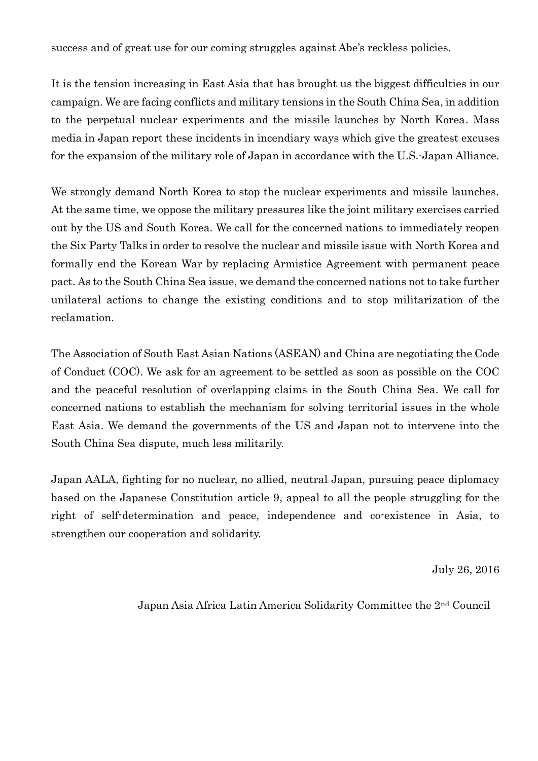success and of great use for our coming struggles against Abe's reckless policies.

It is the tension increasing in East Asia that has brought us the biggest difficulties in our campaign. We are facing conflicts and military tensions in the South China Sea, in addition to the perpetual nuclear experiments and the missile launches by North Korea. Mass media in Japan report these incidents in incendiary ways which give the greatest excuses for the expansion of the military role of Japan in accordance with the U.S.-Japan Alliance.

We strongly demand North Korea to stop the nuclear experiments and missile launches. At the same time, we oppose the military pressures like the joint military exercises carried out by the US and South Korea. We call for the concerned nations to immediately reopen the Six Party Talks in order to resolve the nuclear and missile issue with North Korea and formally end the Korean War by replacing Armistice Agreement with permanent peace pact. As to the South China Sea issue, we demand the concerned nations not to take further unilateral actions to change the existing conditions and to stop militarization of the reclamation.

The Association of South East Asian Nations (ASEAN) and China are negotiating the Code of Conduct (COC). We ask for an agreement to be settled as soon as possible on the COC and the peaceful resolution of overlapping claims in the South China Sea. We call for concerned nations to establish the mechanism for solving territorial issues in the whole East Asia. We demand the governments of the US and Japan not to intervene into the South China Sea dispute, much less militarily.

Japan AALA, fighting for no nuclear, no allied, neutral Japan, pursuing peace diplomacy based on the Japanese Constitution article 9, appeal to all the people struggling for the right of self-determination and peace, independence and co-existence in Asia, to strengthen our cooperation and solidarity.

July 26, 2016

Japan Asia Africa Latin America Solidarity Committee the 2nd Council